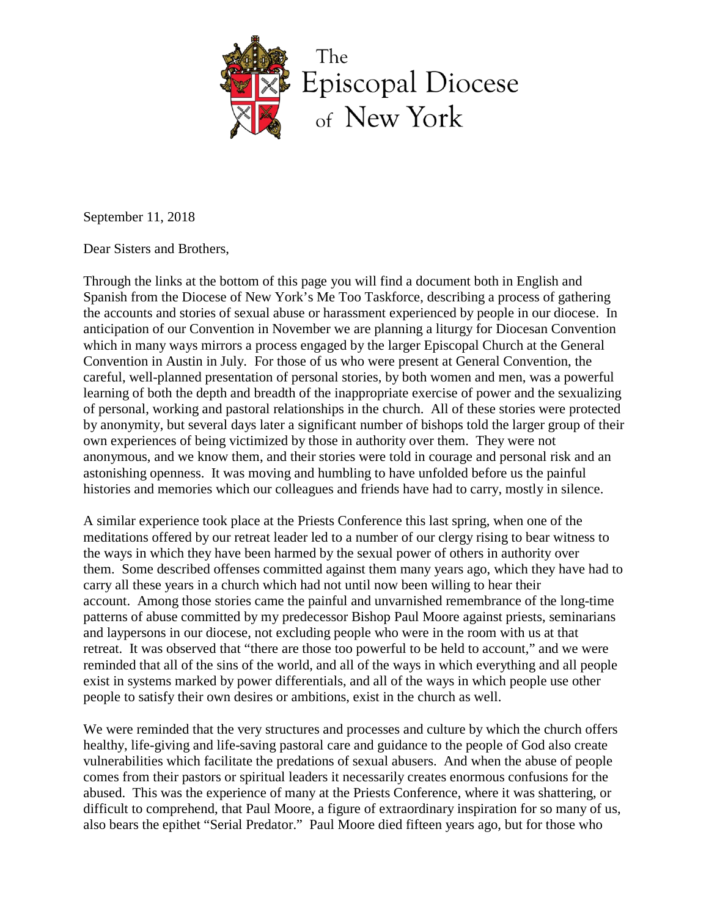The Episcopal Diocese of New York

September 11, 2018

Dear Sisters and Brothers,

Through the links at the bottom of this page you will find a document both in English and Spanish from the Diocese of New York's Me Too Taskforce, describing a process of gathering the accounts and stories of sexual abuse or harassment experienced by people in our diocese. In anticipation of our Convention in November we are planning a liturgy for Diocesan Convention which in many ways mirrors a process engaged by the larger Episcopal Church at the General Convention in Austin in July. For those of us who were present at General Convention, the careful, well-planned presentation of personal stories, by both women and men, was a powerful learning of both the depth and breadth of the inappropriate exercise of power and the sexualizing of personal, working and pastoral relationships in the church. All of these stories were protected by anonymity, but several days later a significant number of bishops told the larger group of their own experiences of being victimized by those in authority over them. They were not anonymous, and we know them, and their stories were told in courage and personal risk and an astonishing openness. It was moving and humbling to have unfolded before us the painful histories and memories which our colleagues and friends have had to carry, mostly in silence.

A similar experience took place at the Priests Conference this last spring, when one of the meditations offered by our retreat leader led to a number of our clergy rising to bear witness to the ways in which they have been harmed by the sexual power of others in authority over them. Some described offenses committed against them many years ago, which they have had to carry all these years in a church which had not until now been willing to hear their account. Among those stories came the painful and unvarnished remembrance of the long-time patterns of abuse committed by my predecessor Bishop Paul Moore against priests, seminarians and laypersons in our diocese, not excluding people who were in the room with us at that retreat. It was observed that "there are those too powerful to be held to account," and we were reminded that all of the sins of the world, and all of the ways in which everything and all people exist in systems marked by power differentials, and all of the ways in which people use other people to satisfy their own desires or ambitions, exist in the church as well.

We were reminded that the very structures and processes and culture by which the church offers healthy, life-giving and life-saving pastoral care and guidance to the people of God also create vulnerabilities which facilitate the predations of sexual abusers. And when the abuse of people comes from their pastors or spiritual leaders it necessarily creates enormous confusions for the abused. This was the experience of many at the Priests Conference, where it was shattering, or difficult to comprehend, that Paul Moore, a figure of extraordinary inspiration for so many of us, also bears the epithet "Serial Predator." Paul Moore died fifteen years ago, but for those who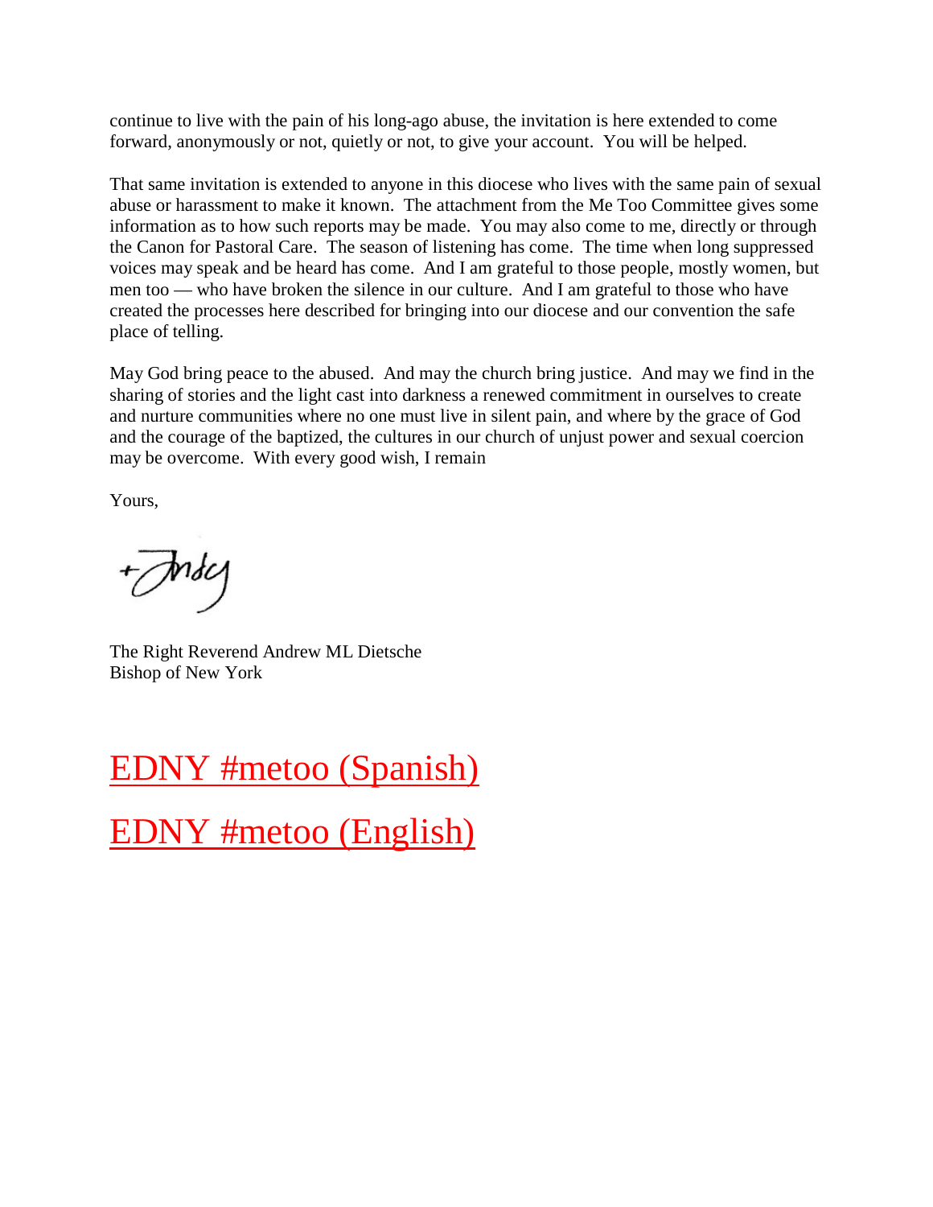continue to live with the pain of his long-ago abuse, the invitation is here extended to come forward, anonymously or not, quietly or not, to give your account. You will be helped.

That same invitation is extended to anyone in this diocese who lives with the same pain of sexual abuse or harassment to make it known. The attachment from the Me Too Committee gives some information as to how such reports may be made. You may also come to me, directly or through the Canon for Pastoral Care. The season of listening has come. The time when long suppressed voices may speak and be heard has come. And I am grateful to those people, mostly women, but men too — who have broken the silence in our culture. And I am grateful to those who have created the processes here described for bringing into our diocese and our convention the safe place of telling.

May God bring peace to the abused. And may the church bring justice. And may we find in the sharing of stories and the light cast into darkness a renewed commitment in ourselves to create and nurture communities where no one must live in silent pain, and where by the grace of God and the courage of the baptized, the cultures in our church of unjust power and sexual coercion may be overcome. With every good wish, I remain

Yours,

+Andy

The Right Reverend Andrew ML Dietsche
Bishop of New York

EDNY #metoo (Spanish)

EDNY #metoo (English)